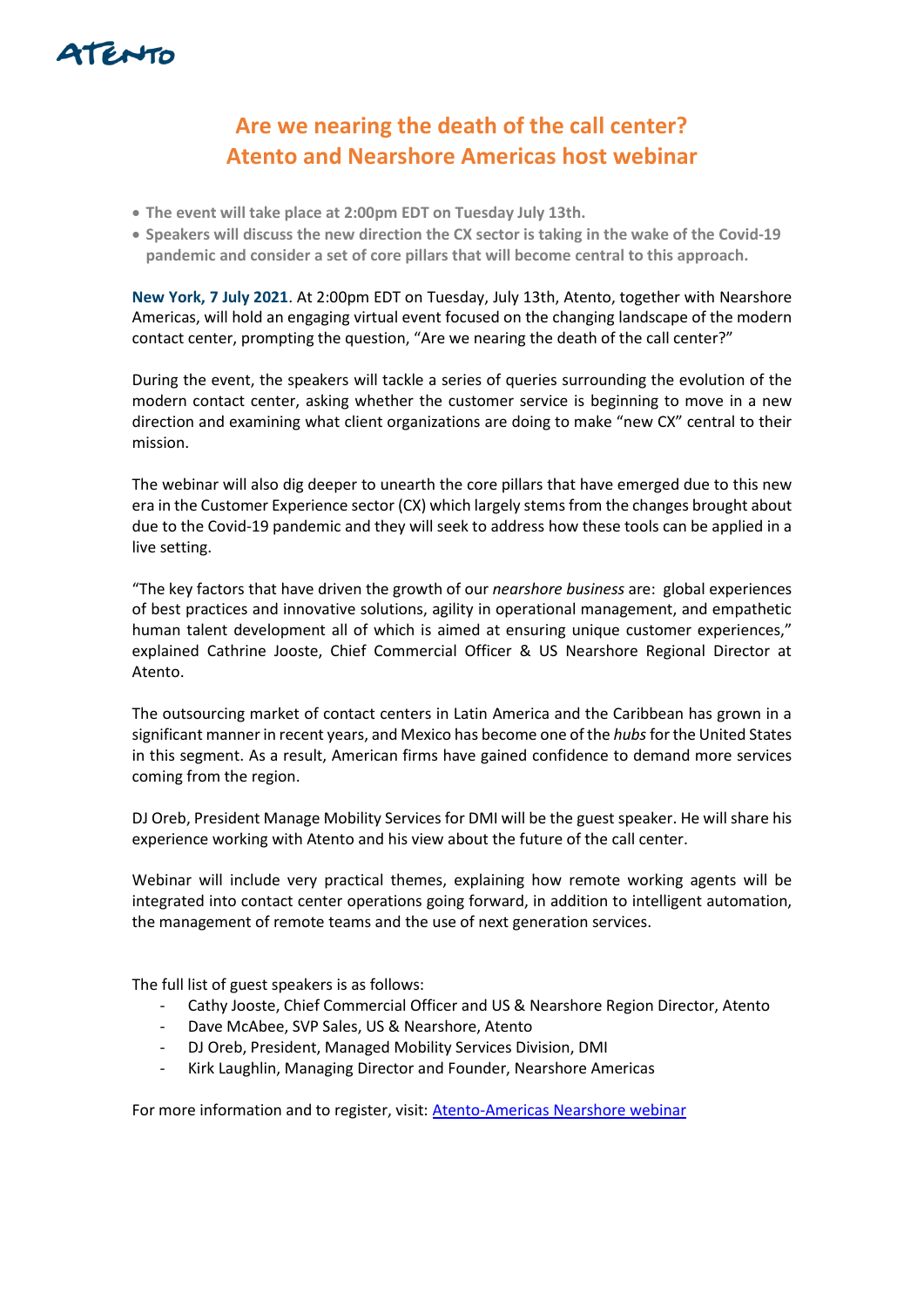ATENTO

# Are we nearing the death of the call center?
# Atento and Nearshore Americas host webinar

- **The event will take place at 2:00pm EDT on Tuesday July 13th.**
- **Speakers will discuss the new direction the CX sector is taking in the wake of the Covid-19 pandemic and consider a set of core pillars that will become central to this approach.**

**New York, 7 July 2021**. At 2:00pm EDT on Tuesday, July 13th, Atento, together with Nearshore Americas, will hold an engaging virtual event focused on the changing landscape of the modern contact center, prompting the question, "Are we nearing the death of the call center?"

During the event, the speakers will tackle a series of queries surrounding the evolution of the modern contact center, asking whether the customer service is beginning to move in a new direction and examining what client organizations are doing to make "new CX" central to their mission.

The webinar will also dig deeper to unearth the core pillars that have emerged due to this new era in the Customer Experience sector (CX) which largely stems from the changes brought about due to the Covid-19 pandemic and they will seek to address how these tools can be applied in a live setting.

"The key factors that have driven the growth of our *nearshore business* are: global experiences of best practices and innovative solutions, agility in operational management, and empathetic human talent development all of which is aimed at ensuring unique customer experiences," explained Cathrine Jooste, Chief Commercial Officer & US Nearshore Regional Director at Atento.

The outsourcing market of contact centers in Latin America and the Caribbean has grown in a significant manner in recent years, and Mexico has become one of the *hubs* for the United States in this segment. As a result, American firms have gained confidence to demand more services coming from the region.

DJ Oreb, President Manage Mobility Services for DMI will be the guest speaker. He will share his experience working with Atento and his view about the future of the call center.

Webinar will include very practical themes, explaining how remote working agents will be integrated into contact center operations going forward, in addition to intelligent automation, the management of remote teams and the use of next generation services.

The full list of guest speakers is as follows:

- Cathy Jooste, Chief Commercial Officer and US & Nearshore Region Director, Atento
- Dave McAbee, SVP Sales, US & Nearshore, Atento
- DJ Oreb, President, Managed Mobility Services Division, DMI
- Kirk Laughlin, Managing Director and Founder, Nearshore Americas

For more information and to register, visit: Atento-Americas Nearshore webinar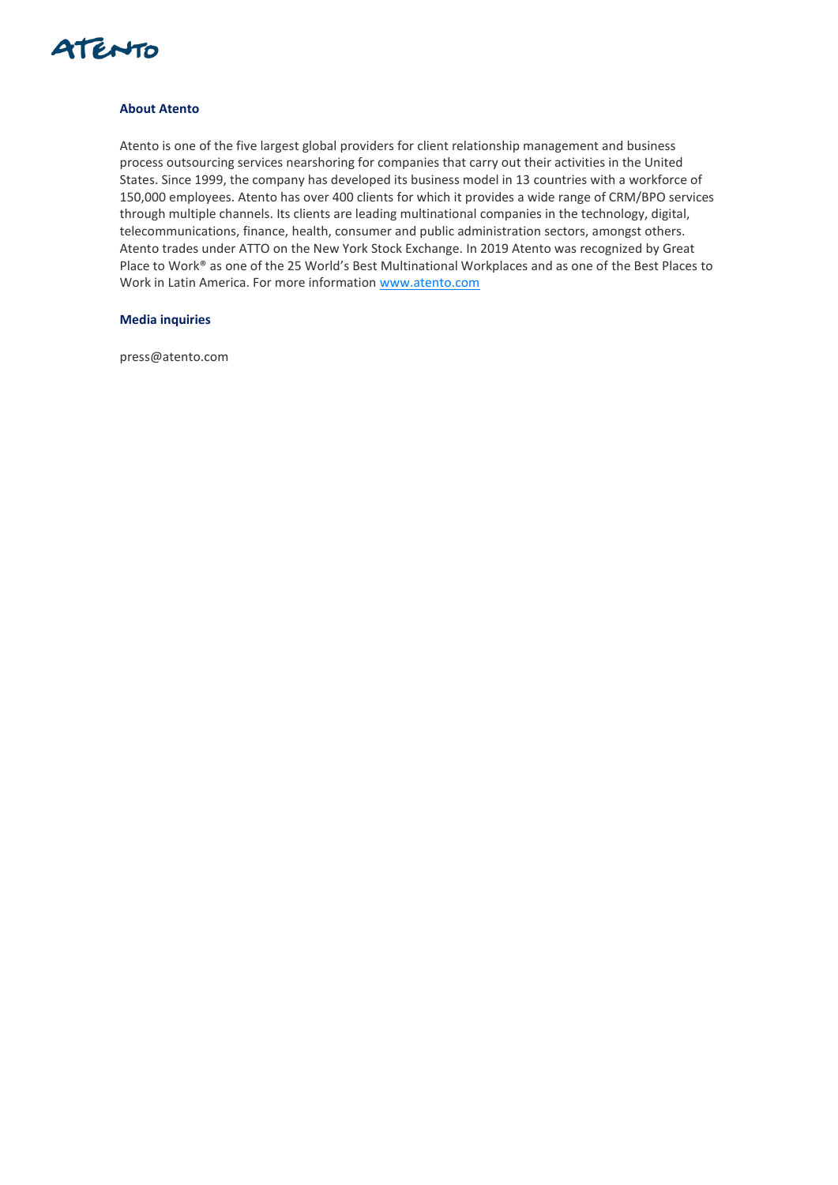**About Atento**

Atento is one of the five largest global providers for client relationship management and business process outsourcing services nearshoring for companies that carry out their activities in the United States. Since 1999, the company has developed its business model in 13 countries with a workforce of 150,000 employees. Atento has over 400 clients for which it provides a wide range of CRM/BPO services through multiple channels. Its clients are leading multinational companies in the technology, digital, telecommunications, finance, health, consumer and public administration sectors, amongst others. Atento trades under ATTO on the New York Stock Exchange. In 2019 Atento was recognized by Great Place to Work® as one of the 25 World's Best Multinational Workplaces and as one of the Best Places to Work in Latin America. For more information [www.atento.com](http://www.atento.com)

**Media inquiries**

press@atento.com